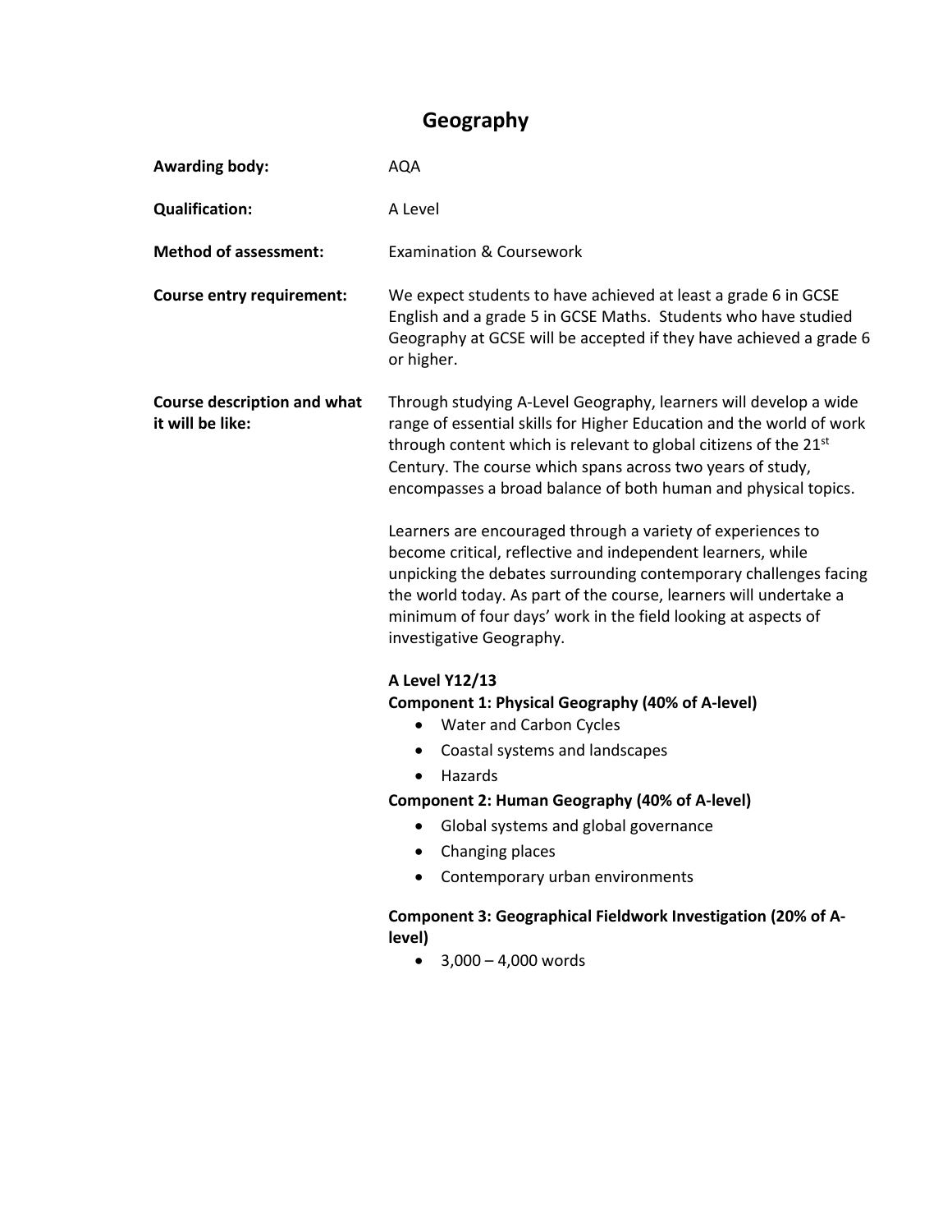# Geography

**Awarding body:** AQA

**Qualification:** A Level

**Method of assessment:** Examination & Coursework

**Course entry requirement:** We expect students to have achieved at least a grade 6 in GCSE English and a grade 5 in GCSE Maths. Students who have studied Geography at GCSE will be accepted if they have achieved a grade 6 or higher.

**Course description and what it will be like:**

Through studying A-Level Geography, learners will develop a wide range of essential skills for Higher Education and the world of work through content which is relevant to global citizens of the 21st Century. The course which spans across two years of study, encompasses a broad balance of both human and physical topics.

Learners are encouraged through a variety of experiences to become critical, reflective and independent learners, while unpicking the debates surrounding contemporary challenges facing the world today. As part of the course, learners will undertake a minimum of four days' work in the field looking at aspects of investigative Geography.

**A Level Y12/13**

**Component 1: Physical Geography (40% of A-level)**

- Water and Carbon Cycles
- Coastal systems and landscapes
- Hazards

**Component 2: Human Geography (40% of A-level)**

- Global systems and global governance
- Changing places
- Contemporary urban environments

**Component 3: Geographical Fieldwork Investigation (20% of A-level)**

- 3,000 – 4,000 words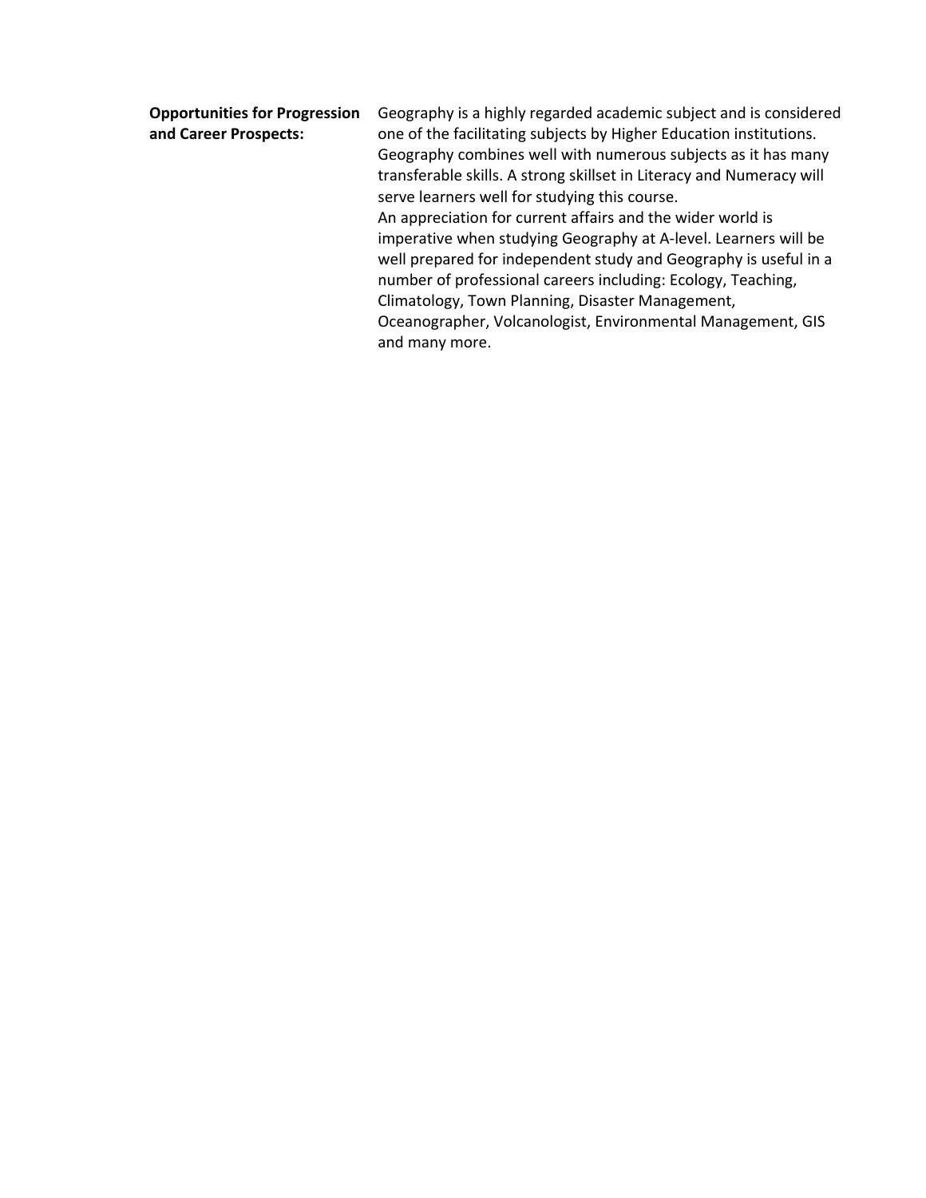| | |
|---|---|
| **Opportunities for Progression and Career Prospects:** | Geography is a highly regarded academic subject and is considered one of the facilitating subjects by Higher Education institutions. Geography combines well with numerous subjects as it has many transferable skills. A strong skillset in Literacy and Numeracy will serve learners well for studying this course.<br>An appreciation for current affairs and the wider world is imperative when studying Geography at A-level. Learners will be well prepared for independent study and Geography is useful in a number of professional careers including: Ecology, Teaching, Climatology, Town Planning, Disaster Management, Oceanographer, Volcanologist, Environmental Management, GIS and many more. |